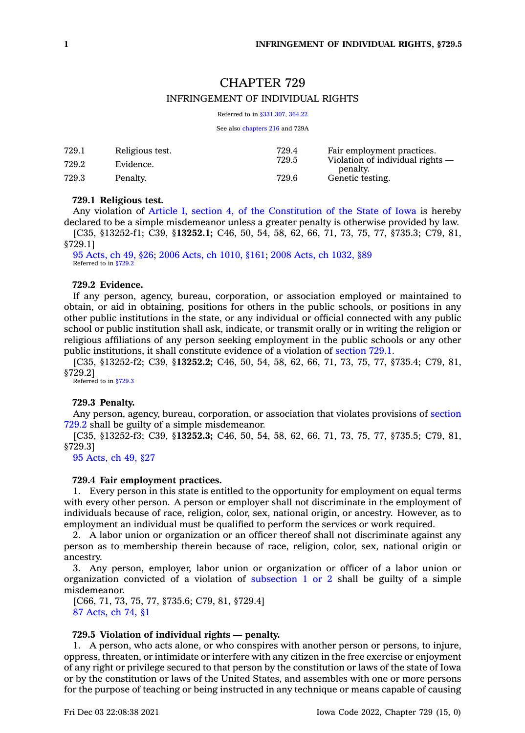# CHAPTER 729

## INFRINGEMENT OF INDIVIDUAL RIGHTS

Referred to in §331.307, 364.22

See also chapters 216 and 729A

| | | | |
|---|---|---|---|
| 729.1 | Religious test. | 729.4 | Fair employment practices. |
| 729.2 | Evidence. | 729.5 | Violation of individual rights — penalty. |
| 729.3 | Penalty. | 729.6 | Genetic testing. |

**729.1 Religious test.**

Any violation of Article I, section 4, of the Constitution of the State of Iowa is hereby declared to be a simple misdemeanor unless a greater penalty is otherwise provided by law.

[C35, §13252-f1; C39, §**13252.1;** C46, 50, 54, 58, 62, 66, 71, 73, 75, 77, §735.3; C79, 81, §729.1]

95 Acts, ch 49, §26; 2006 Acts, ch 1010, §161; 2008 Acts, ch 1032, §89

Referred to in §729.2

**729.2 Evidence.**

If any person, agency, bureau, corporation, or association employed or maintained to obtain, or aid in obtaining, positions for others in the public schools, or positions in any other public institutions in the state, or any individual or official connected with any public school or public institution shall ask, indicate, or transmit orally or in writing the religion or religious affiliations of any person seeking employment in the public schools or any other public institutions, it shall constitute evidence of a violation of section 729.1.

[C35, §13252-f2; C39, §**13252.2;** C46, 50, 54, 58, 62, 66, 71, 73, 75, 77, §735.4; C79, 81, §729.2]

Referred to in §729.3

**729.3 Penalty.**

Any person, agency, bureau, corporation, or association that violates provisions of section 729.2 shall be guilty of a simple misdemeanor.

[C35, §13252-f3; C39, §**13252.3;** C46, 50, 54, 58, 62, 66, 71, 73, 75, 77, §735.5; C79, 81, §729.3]

95 Acts, ch 49, §27

**729.4 Fair employment practices.**

1. Every person in this state is entitled to the opportunity for employment on equal terms with every other person. A person or employer shall not discriminate in the employment of individuals because of race, religion, color, sex, national origin, or ancestry. However, as to employment an individual must be qualified to perform the services or work required.

2. A labor union or organization or an officer thereof shall not discriminate against any person as to membership therein because of race, religion, color, sex, national origin or ancestry.

3. Any person, employer, labor union or organization or officer of a labor union or organization convicted of a violation of subsection 1 or 2 shall be guilty of a simple misdemeanor.

[C66, 71, 73, 75, 77, §735.6; C79, 81, §729.4]

87 Acts, ch 74, §1

**729.5 Violation of individual rights — penalty.**

1. A person, who acts alone, or who conspires with another person or persons, to injure, oppress, threaten, or intimidate or interfere with any citizen in the free exercise or enjoyment of any right or privilege secured to that person by the constitution or laws of the state of Iowa or by the constitution or laws of the United States, and assembles with one or more persons for the purpose of teaching or being instructed in any technique or means capable of causing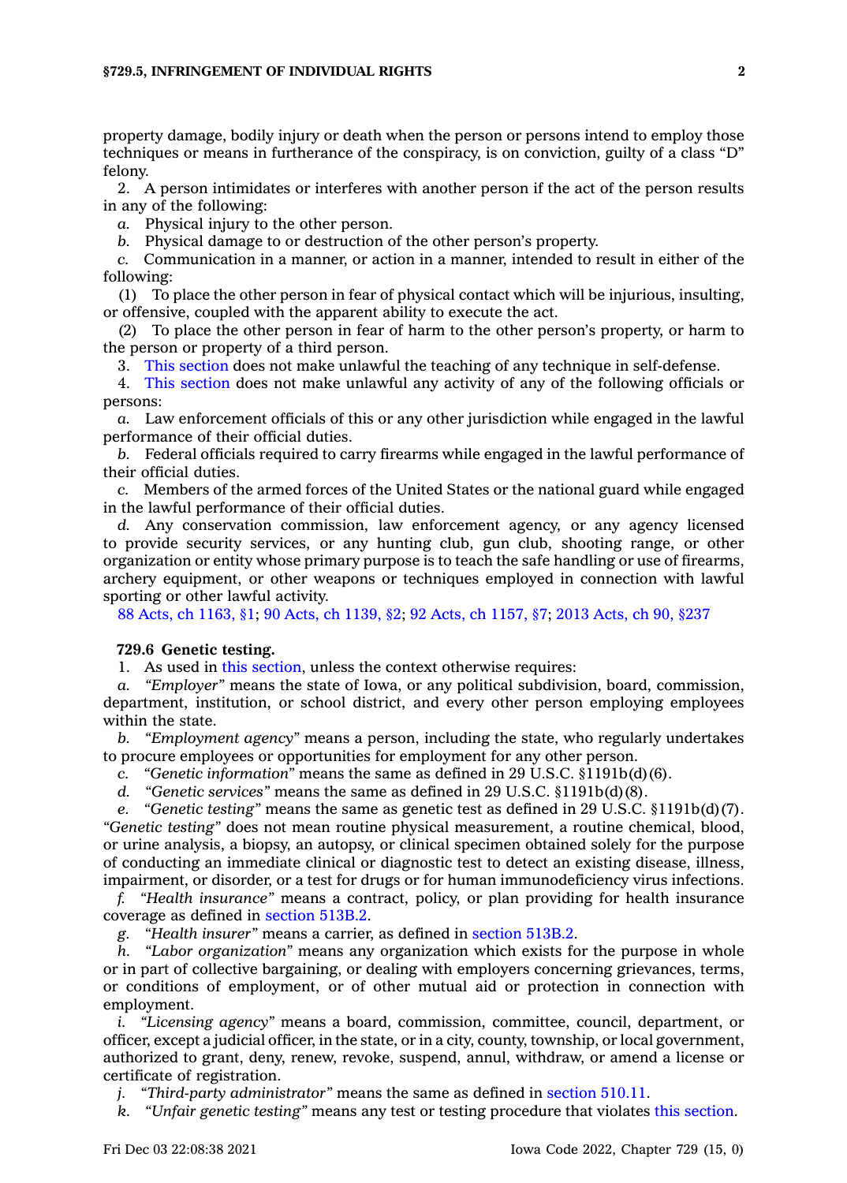property damage, bodily injury or death when the person or persons intend to employ those techniques or means in furtherance of the conspiracy, is on conviction, guilty of a class "D" felony.

2. A person intimidates or interferes with another person if the act of the person results in any of the following:

*a.* Physical injury to the other person.

*b.* Physical damage to or destruction of the other person's property.

*c.* Communication in a manner, or action in a manner, intended to result in either of the following:

(1) To place the other person in fear of physical contact which will be injurious, insulting, or offensive, coupled with the apparent ability to execute the act.

(2) To place the other person in fear of harm to the other person's property, or harm to the person or property of a third person.

3. This section does not make unlawful the teaching of any technique in self-defense.

4. This section does not make unlawful any activity of any of the following officials or persons:

*a.* Law enforcement officials of this or any other jurisdiction while engaged in the lawful performance of their official duties.

*b.* Federal officials required to carry firearms while engaged in the lawful performance of their official duties.

*c.* Members of the armed forces of the United States or the national guard while engaged in the lawful performance of their official duties.

*d.* Any conservation commission, law enforcement agency, or any agency licensed to provide security services, or any hunting club, gun club, shooting range, or other organization or entity whose primary purpose is to teach the safe handling or use of firearms, archery equipment, or other weapons or techniques employed in connection with lawful sporting or other lawful activity.

88 Acts, ch 1163, §1; 90 Acts, ch 1139, §2; 92 Acts, ch 1157, §7; 2013 Acts, ch 90, §237

**729.6 Genetic testing.**

1. As used in this section, unless the context otherwise requires:

*a.* *"Employer"* means the state of Iowa, or any political subdivision, board, commission, department, institution, or school district, and every other person employing employees within the state.

*b.* *"Employment agency"* means a person, including the state, who regularly undertakes to procure employees or opportunities for employment for any other person.

*c.* *"Genetic information"* means the same as defined in 29 U.S.C. §1191b(d)(6).

*d.* *"Genetic services"* means the same as defined in 29 U.S.C. §1191b(d)(8).

*e.* *"Genetic testing"* means the same as genetic test as defined in 29 U.S.C. §1191b(d)(7). *"Genetic testing"* does not mean routine physical measurement, a routine chemical, blood, or urine analysis, a biopsy, an autopsy, or clinical specimen obtained solely for the purpose of conducting an immediate clinical or diagnostic test to detect an existing disease, illness, impairment, or disorder, or a test for drugs or for human immunodeficiency virus infections.

*f.* *"Health insurance"* means a contract, policy, or plan providing for health insurance coverage as defined in section 513B.2.

*g.* *"Health insurer"* means a carrier, as defined in section 513B.2.

*h.* *"Labor organization"* means any organization which exists for the purpose in whole or in part of collective bargaining, or dealing with employers concerning grievances, terms, or conditions of employment, or of other mutual aid or protection in connection with employment.

*i.* *"Licensing agency"* means a board, commission, committee, council, department, or officer, except a judicial officer, in the state, or in a city, county, township, or local government, authorized to grant, deny, renew, revoke, suspend, annul, withdraw, or amend a license or certificate of registration.

*j.* *"Third-party administrator"* means the same as defined in section 510.11.

*k.* *"Unfair genetic testing"* means any test or testing procedure that violates this section.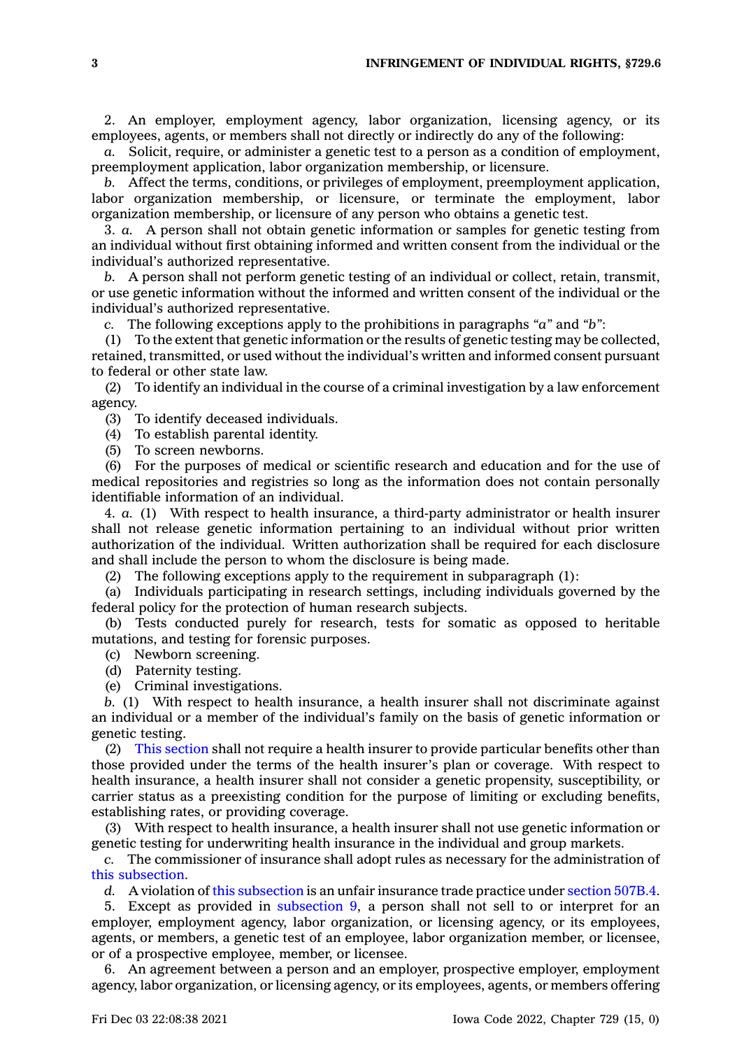2. An employer, employment agency, labor organization, licensing agency, or its employees, agents, or members shall not directly or indirectly do any of the following:

*a.* Solicit, require, or administer a genetic test to a person as a condition of employment, preemployment application, labor organization membership, or licensure.

*b.* Affect the terms, conditions, or privileges of employment, preemployment application, labor organization membership, or licensure, or terminate the employment, labor organization membership, or licensure of any person who obtains a genetic test.

3. *a.* A person shall not obtain genetic information or samples for genetic testing from an individual without first obtaining informed and written consent from the individual or the individual's authorized representative.

*b.* A person shall not perform genetic testing of an individual or collect, retain, transmit, or use genetic information without the informed and written consent of the individual or the individual's authorized representative.

*c.* The following exceptions apply to the prohibitions in paragraphs *"a"* and *"b"*:

(1) To the extent that genetic information or the results of genetic testing may be collected, retained, transmitted, or used without the individual's written and informed consent pursuant to federal or other state law.

(2) To identify an individual in the course of a criminal investigation by a law enforcement agency.

(3) To identify deceased individuals.

(4) To establish parental identity.

(5) To screen newborns.

(6) For the purposes of medical or scientific research and education and for the use of medical repositories and registries so long as the information does not contain personally identifiable information of an individual.

4. *a.* (1) With respect to health insurance, a third-party administrator or health insurer shall not release genetic information pertaining to an individual without prior written authorization of the individual. Written authorization shall be required for each disclosure and shall include the person to whom the disclosure is being made.

(2) The following exceptions apply to the requirement in subparagraph (1):

(a) Individuals participating in research settings, including individuals governed by the federal policy for the protection of human research subjects.

(b) Tests conducted purely for research, tests for somatic as opposed to heritable mutations, and testing for forensic purposes.

(c) Newborn screening.

(d) Paternity testing.

(e) Criminal investigations.

*b.* (1) With respect to health insurance, a health insurer shall not discriminate against an individual or a member of the individual's family on the basis of genetic information or genetic testing.

(2) This section shall not require a health insurer to provide particular benefits other than those provided under the terms of the health insurer's plan or coverage. With respect to health insurance, a health insurer shall not consider a genetic propensity, susceptibility, or carrier status as a preexisting condition for the purpose of limiting or excluding benefits, establishing rates, or providing coverage.

(3) With respect to health insurance, a health insurer shall not use genetic information or genetic testing for underwriting health insurance in the individual and group markets.

*c.* The commissioner of insurance shall adopt rules as necessary for the administration of this subsection.

*d.* A violation of this subsection is an unfair insurance trade practice under section 507B.4.

5. Except as provided in subsection 9, a person shall not sell to or interpret for an employer, employment agency, labor organization, or licensing agency, or its employees, agents, or members, a genetic test of an employee, labor organization member, or licensee, or of a prospective employee, member, or licensee.

6. An agreement between a person and an employer, prospective employer, employment agency, labor organization, or licensing agency, or its employees, agents, or members offering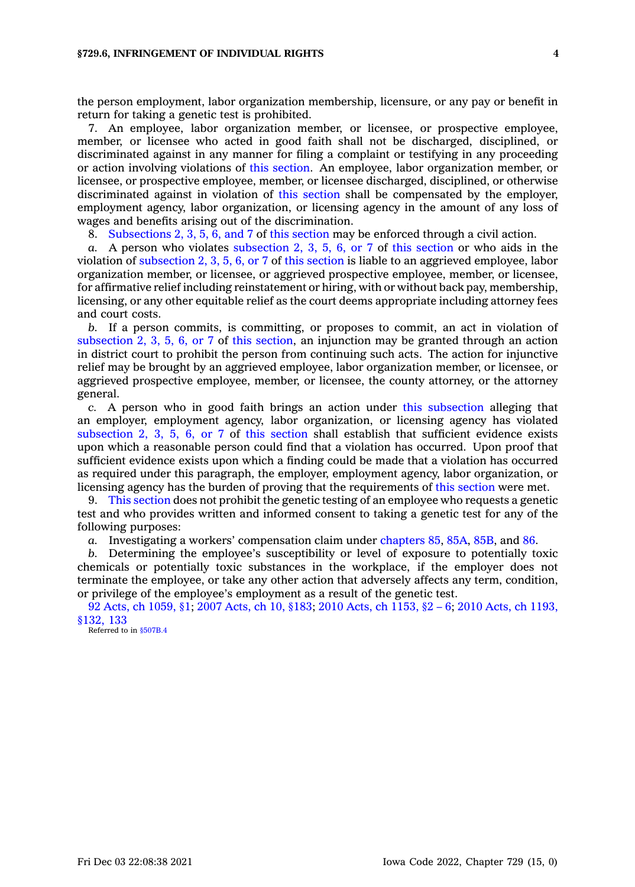the person employment, labor organization membership, licensure, or any pay or benefit in return for taking a genetic test is prohibited.

7. An employee, labor organization member, or licensee, or prospective employee, member, or licensee who acted in good faith shall not be discharged, disciplined, or discriminated against in any manner for filing a complaint or testifying in any proceeding or action involving violations of this section. An employee, labor organization member, or licensee, or prospective employee, member, or licensee discharged, disciplined, or otherwise discriminated against in violation of this section shall be compensated by the employer, employment agency, labor organization, or licensing agency in the amount of any loss of wages and benefits arising out of the discrimination.

8. Subsections 2, 3, 5, 6, and 7 of this section may be enforced through a civil action.

*a.* A person who violates subsection 2, 3, 5, 6, or 7 of this section or who aids in the violation of subsection 2, 3, 5, 6, or 7 of this section is liable to an aggrieved employee, labor organization member, or licensee, or aggrieved prospective employee, member, or licensee, for affirmative relief including reinstatement or hiring, with or without back pay, membership, licensing, or any other equitable relief as the court deems appropriate including attorney fees and court costs.

*b.* If a person commits, is committing, or proposes to commit, an act in violation of subsection 2, 3, 5, 6, or 7 of this section, an injunction may be granted through an action in district court to prohibit the person from continuing such acts. The action for injunctive relief may be brought by an aggrieved employee, labor organization member, or licensee, or aggrieved prospective employee, member, or licensee, the county attorney, or the attorney general.

*c.* A person who in good faith brings an action under this subsection alleging that an employer, employment agency, labor organization, or licensing agency has violated subsection 2, 3, 5, 6, or 7 of this section shall establish that sufficient evidence exists upon which a reasonable person could find that a violation has occurred. Upon proof that sufficient evidence exists upon which a finding could be made that a violation has occurred as required under this paragraph, the employer, employment agency, labor organization, or licensing agency has the burden of proving that the requirements of this section were met.

9. This section does not prohibit the genetic testing of an employee who requests a genetic test and who provides written and informed consent to taking a genetic test for any of the following purposes:

*a.* Investigating a workers' compensation claim under chapters 85, 85A, 85B, and 86.

*b.* Determining the employee's susceptibility or level of exposure to potentially toxic chemicals or potentially toxic substances in the workplace, if the employer does not terminate the employee, or take any other action that adversely affects any term, condition, or privilege of the employee's employment as a result of the genetic test.

92 Acts, ch 1059, §1; 2007 Acts, ch 10, §183; 2010 Acts, ch 1153, §2 – 6; 2010 Acts, ch 1193, §132, 133

Referred to in §507B.4